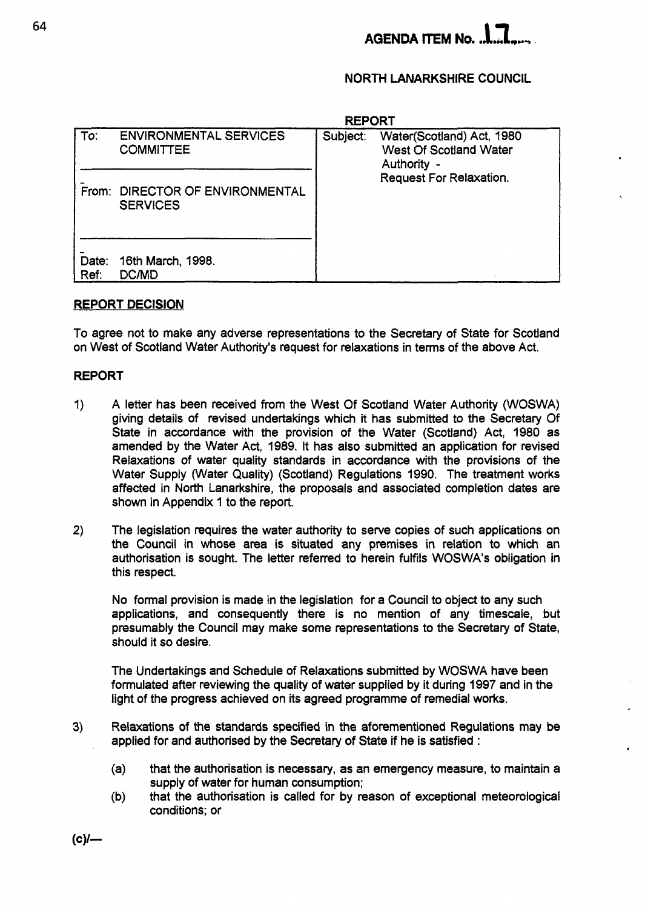**AGENDA ITEM No. 17**

**NORTH LANARKSHIRE COUNCIL**

**REPORT**

| To: ENVIRONMENTAL SERVICES COMMITTEE | Subject: Water(Scotland) Act, 1980 West Of Scotland Water Authority - Request For Relaxation. |
|---|---|
| From: DIRECTOR OF ENVIRONMENTAL SERVICES | |
| Date: 16th March, 1998. Ref: DC/MD | |

**REPORT DECISION**

To agree not to make any adverse representations to the Secretary of State for Scotland on West of Scotland Water Authority's request for relaxations in terms of the above Act.

**REPORT**

1) A letter has been received from the West Of Scotland Water Authority (WOSWA) giving details of revised undertakings which it has submitted to the Secretary Of State in accordance with the provision of the Water (Scotland) Act, 1980 as amended by the Water Act, 1989. It has also submitted an application for revised Relaxations of water quality standards in accordance with the provisions of the Water Supply (Water Quality) (Scotland) Regulations 1990. The treatment works affected in North Lanarkshire, the proposals and associated completion dates are shown in Appendix 1 to the report.

2) The legislation requires the water authority to serve copies of such applications on the Council in whose area is situated any premises in relation to which an authorisation is sought. The letter referred to herein fulfils WOSWA's obligation in this respect.

   No formal provision is made in the legislation for a Council to object to any such applications, and consequently there is no mention of any timescale, but presumably the Council may make some representations to the Secretary of State, should it so desire.

   The Undertakings and Schedule of Relaxations submitted by WOSWA have been formulated after reviewing the quality of water supplied by it during 1997 and in the light of the progress achieved on its agreed programme of remedial works.

3) Relaxations of the standards specified in the aforementioned Regulations may be applied for and authorised by the Secretary of State if he is satisfied :

   (a) that the authorisation is necessary, as an emergency measure, to maintain a supply of water for human consumption;

   (b) that the authorisation is called for by reason of exceptional meteorological conditions; or

(c)/—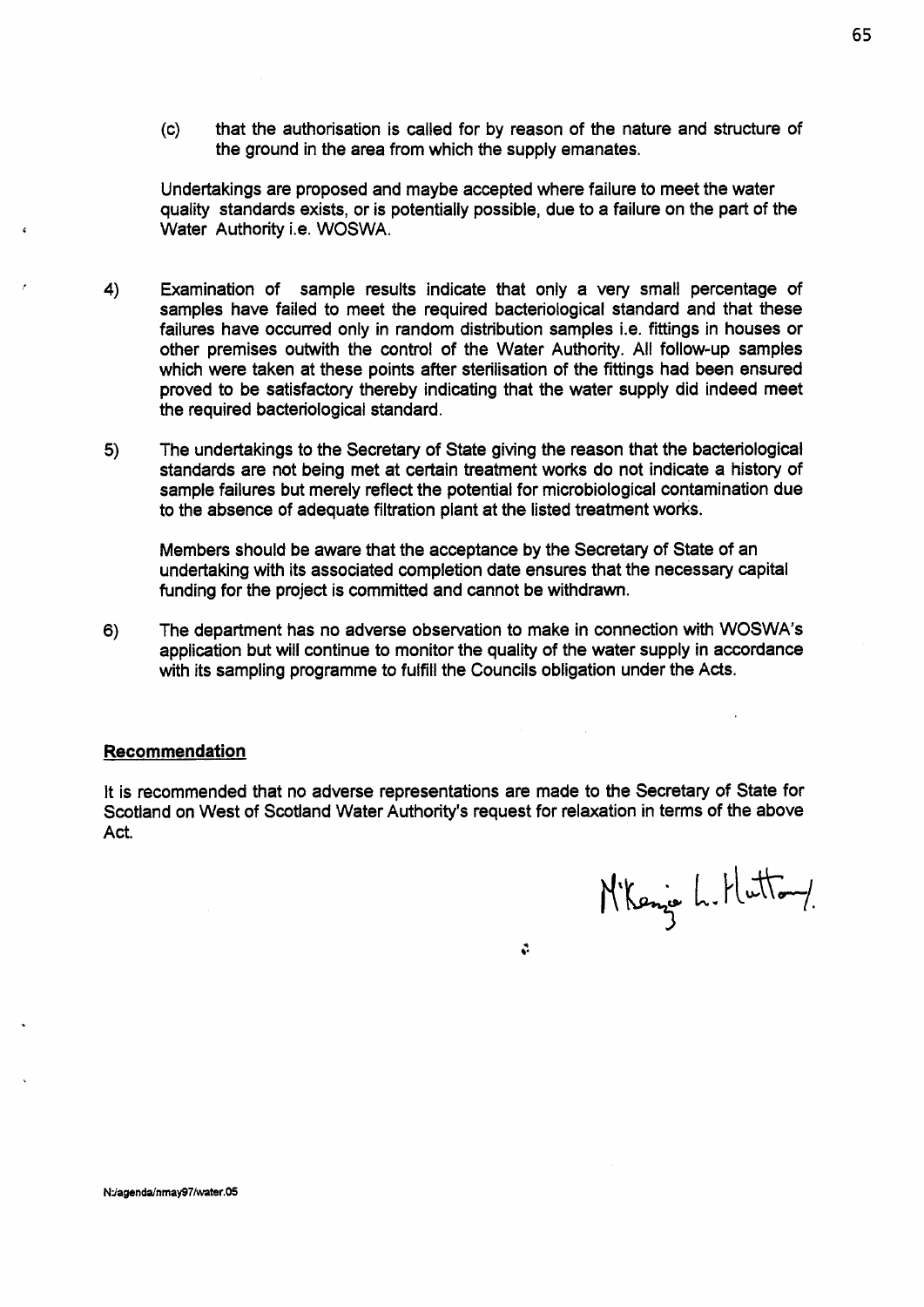(c) that the authorisation is called for by reason of the nature and structure of the ground in the area from which the supply emanates.

Undertakings are proposed and maybe accepted where failure to meet the water quality standards exists, or is potentially possible, due to a failure on the part of the Water Authority i.e. WOSWA.

4) Examination of sample results indicate that only a very small percentage of samples have failed to meet the required bacteriological standard and that these failures have occurred only in random distribution samples i.e. fittings in houses or other premises outwith the control of the Water Authority. All follow-up samples which were taken at these points after sterilisation of the fittings had been ensured proved to be satisfactory thereby indicating that the water supply did indeed meet the required bacteriological standard.

5) The undertakings to the Secretary of State giving the reason that the bacteriological standards are not being met at certain treatment works do not indicate a history of sample failures but merely reflect the potential for microbiological contamination due to the absence of adequate filtration plant at the listed treatment works.

Members should be aware that the acceptance by the Secretary of State of an undertaking with its associated completion date ensures that the necessary capital funding for the project is committed and cannot be withdrawn.

6) The department has no adverse observation to make in connection with WOSWA's application but will continue to monitor the quality of the water supply in accordance with its sampling programme to fulfill the Councils obligation under the Acts.

## Recommendation

It is recommended that no adverse representations are made to the Secretary of State for Scotland on West of Scotland Water Authority's request for relaxation in terms of the above Act.

McKenzie L. Hutton.

N:/agenda/nmay97/water.05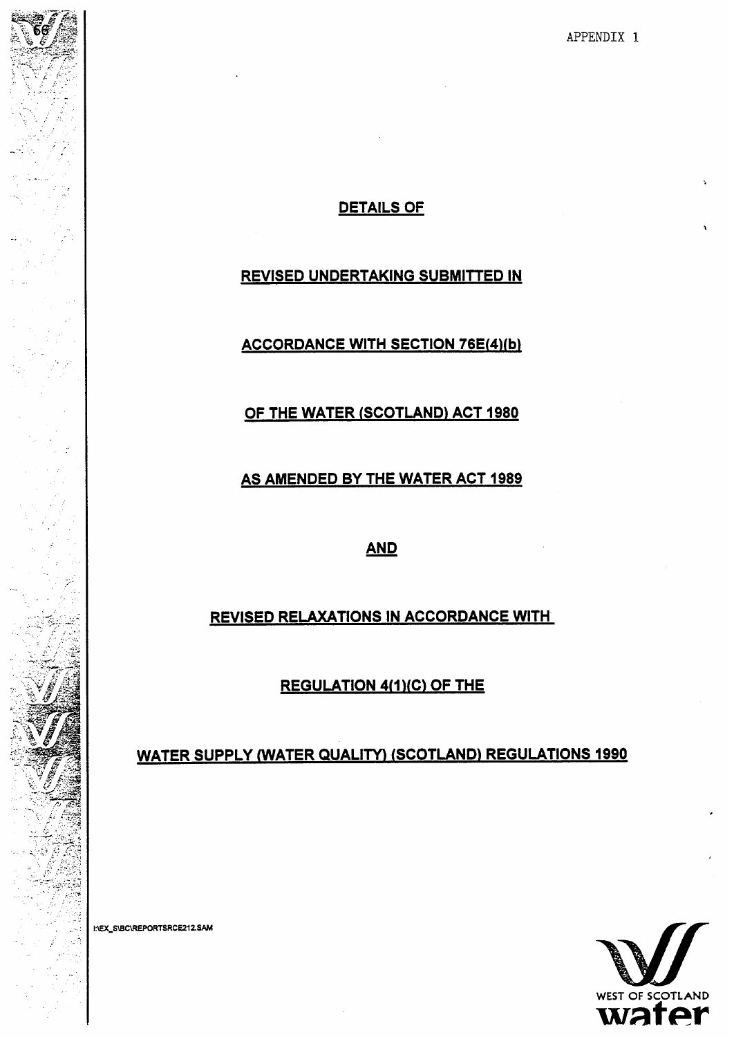APPENDIX 1

**DETAILS OF**

**REVISED UNDERTAKING SUBMITTED IN**

**ACCORDANCE WITH SECTION 76E(4)(b)**

**OF THE WATER (SCOTLAND) ACT 1980**

**AS AMENDED BY THE WATER ACT 1989**

**AND**

**REVISED RELAXATIONS IN ACCORDANCE WITH**

**REGULATION 4(1)(C) OF THE**

**WATER SUPPLY (WATER QUALITY) (SCOTLAND) REGULATIONS 1990**

I:\EX_S\BC\REPORTSRCE212.SAM

WEST OF SCOTLAND water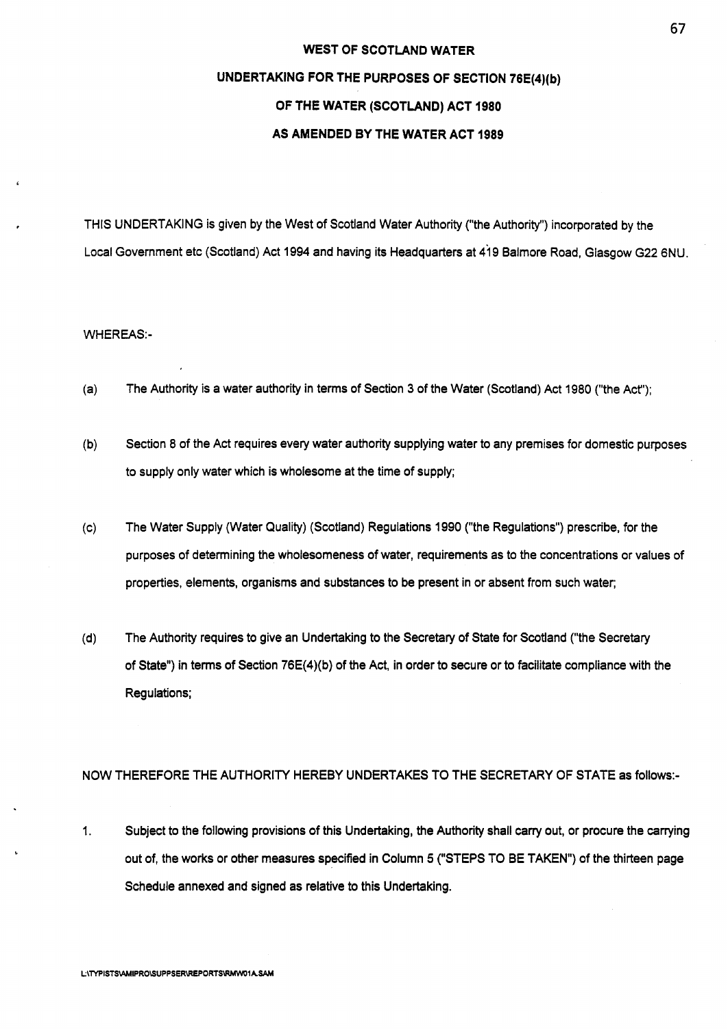**WEST OF SCOTLAND WATER**

**UNDERTAKING FOR THE PURPOSES OF SECTION 76E(4)(b)**

**OF THE WATER (SCOTLAND) ACT 1980**

**AS AMENDED BY THE WATER ACT 1989**

THIS UNDERTAKING is given by the West of Scotland Water Authority ("the Authority") incorporated by the Local Government etc (Scotland) Act 1994 and having its Headquarters at 419 Balmore Road, Glasgow G22 6NU.

WHEREAS:-

(a) The Authority is a water authority in terms of Section 3 of the Water (Scotland) Act 1980 ("the Act");

(b) Section 8 of the Act requires every water authority supplying water to any premises for domestic purposes to supply only water which is wholesome at the time of supply;

(c) The Water Supply (Water Quality) (Scotland) Regulations 1990 ("the Regulations") prescribe, for the purposes of determining the wholesomeness of water, requirements as to the concentrations or values of properties, elements, organisms and substances to be present in or absent from such water;

(d) The Authority requires to give an Undertaking to the Secretary of State for Scotland ("the Secretary of State") in terms of Section 76E(4)(b) of the Act, in order to secure or to facilitate compliance with the Regulations;

NOW THEREFORE THE AUTHORITY HEREBY UNDERTAKES TO THE SECRETARY OF STATE as follows:-

1. Subject to the following provisions of this Undertaking, the Authority shall carry out, or procure the carrying out of, the works or other measures specified in Column 5 ("STEPS TO BE TAKEN") of the thirteen page Schedule annexed and signed as relative to this Undertaking.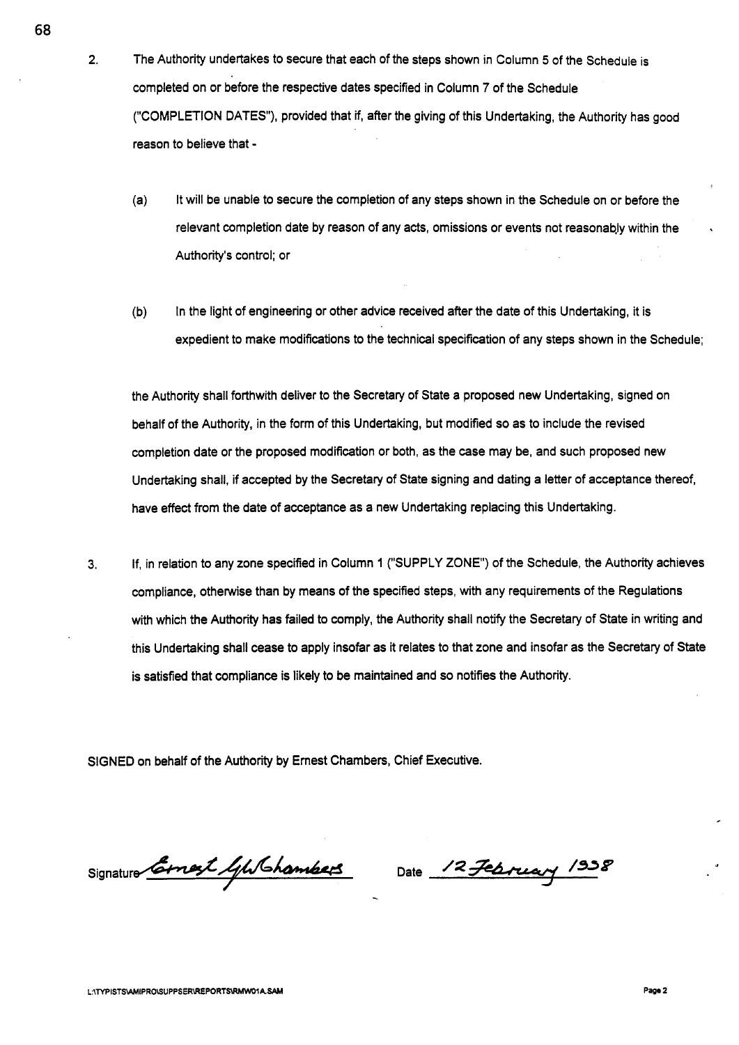2. The Authority undertakes to secure that each of the steps shown in Column 5 of the Schedule is completed on or before the respective dates specified in Column 7 of the Schedule ("COMPLETION DATES"), provided that if, after the giving of this Undertaking, the Authority has good reason to believe that -

   (a) It will be unable to secure the completion of any steps shown in the Schedule on or before the relevant completion date by reason of any acts, omissions or events not reasonably within the Authority's control; or

   (b) In the light of engineering or other advice received after the date of this Undertaking, it is expedient to make modifications to the technical specification of any steps shown in the Schedule;

   the Authority shall forthwith deliver to the Secretary of State a proposed new Undertaking, signed on behalf of the Authority, in the form of this Undertaking, but modified so as to include the revised completion date or the proposed modification or both, as the case may be, and such proposed new Undertaking shall, if accepted by the Secretary of State signing and dating a letter of acceptance thereof, have effect from the date of acceptance as a new Undertaking replacing this Undertaking.

3. If, in relation to any zone specified in Column 1 ("SUPPLY ZONE") of the Schedule, the Authority achieves compliance, otherwise than by means of the specified steps, with any requirements of the Regulations with which the Authority has failed to comply, the Authority shall notify the Secretary of State in writing and this Undertaking shall cease to apply insofar as it relates to that zone and insofar as the Secretary of State is satisfied that compliance is likely to be maintained and so notifies the Authority.

SIGNED on behalf of the Authority by Ernest Chambers, Chief Executive.

Signature *Ernest G.W. Chambers* Date *12 February 1998*

L:\TYPISTS\AMIPRO\SUPPSER\REPORTS\RMW01A.SAM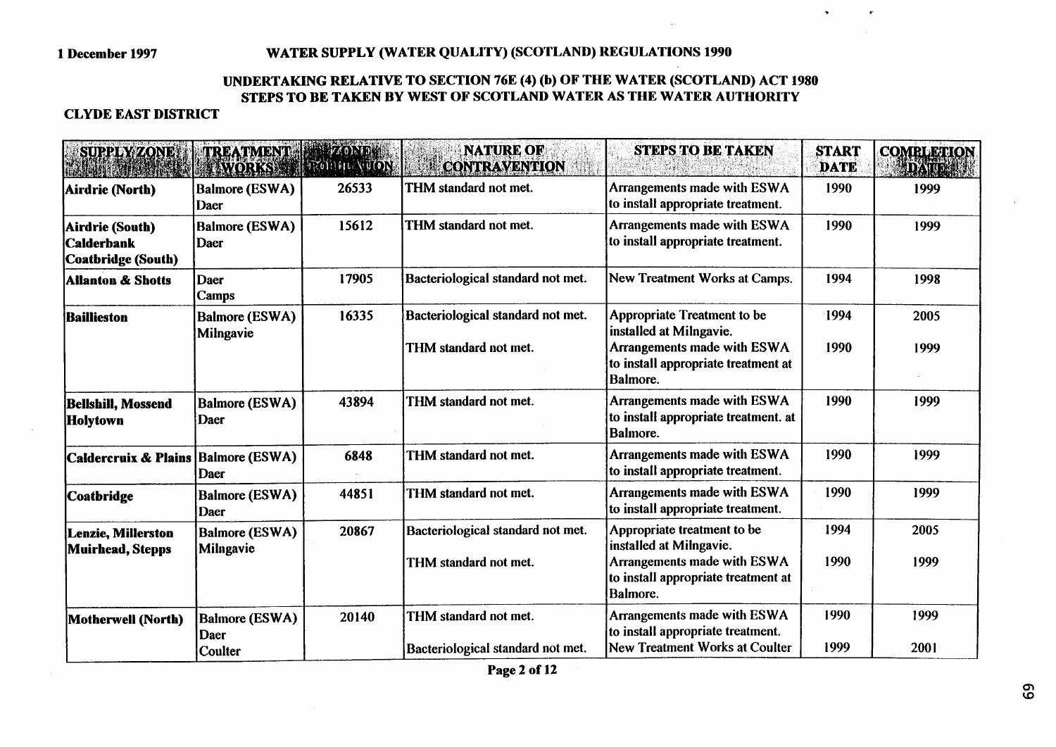1 December 1997

# WATER SUPPLY (WATER QUALITY) (SCOTLAND) REGULATIONS 1990

## UNDERTAKING RELATIVE TO SECTION 76E (4) (b) OF THE WATER (SCOTLAND) ACT 1980
## STEPS TO BE TAKEN BY WEST OF SCOTLAND WATER AS THE WATER AUTHORITY

### CLYDE EAST DISTRICT

| SUPPLY ZONE | TREATMENT WORKS | ZONE POPULATION | NATURE OF CONTRAVENTION | STEPS TO BE TAKEN | START DATE | COMPLETION DATE |
|---|---|---|---|---|---|---|
| **Airdrie (North)** | Balmore (ESWA) Daer | 26533 | THM standard not met. | Arrangements made with ESWA to install appropriate treatment. | 1990 | 1999 |
| **Airdrie (South) Calderbank Coatbridge (South)** | Balmore (ESWA) Daer | 15612 | THM standard not met. | Arrangements made with ESWA to install appropriate treatment. | 1990 | 1999 |
| **Allanton & Shotts** | Daer Camps | 17905 | Bacteriological standard not met. | New Treatment Works at Camps. | 1994 | 1998 |
| **Baillieston** | Balmore (ESWA) Milngavie | 16335 | Bacteriological standard not met. | Appropriate Treatment to be installed at Milngavie. | 1994 | 2005 |
| | | | THM standard not met. | Arrangements made with ESWA to install appropriate treatment at Balmore. | 1990 | 1999 |
| **Bellshill, Mossend Holytown** | Balmore (ESWA) Daer | 43894 | THM standard not met. | Arrangements made with ESWA to install appropriate treatment. at Balmore. | 1990 | 1999 |
| **Caldercruix & Plains** | Balmore (ESWA) Daer | 6848 | THM standard not met. | Arrangements made with ESWA to install appropriate treatment. | 1990 | 1999 |
| **Coatbridge** | Balmore (ESWA) Daer | 44851 | THM standard not met. | Arrangements made with ESWA to install appropriate treatment. | 1990 | 1999 |
| **Lenzie, Millerston Muirhead, Stepps** | Balmore (ESWA) Milngavie | 20867 | Bacteriological standard not met. | Appropriate treatment to be installed at Milngavie. | 1994 | 2005 |
| | | | THM standard not met. | Arrangements made with ESWA to install appropriate treatment at Balmore. | 1990 | 1999 |
| **Motherwell (North)** | Balmore (ESWA) Daer Coulter | 20140 | THM standard not met. | Arrangements made with ESWA to install appropriate treatment. | 1990 | 1999 |
| | | | Bacteriological standard not met. | New Treatment Works at Coulter | 1999 | 2001 |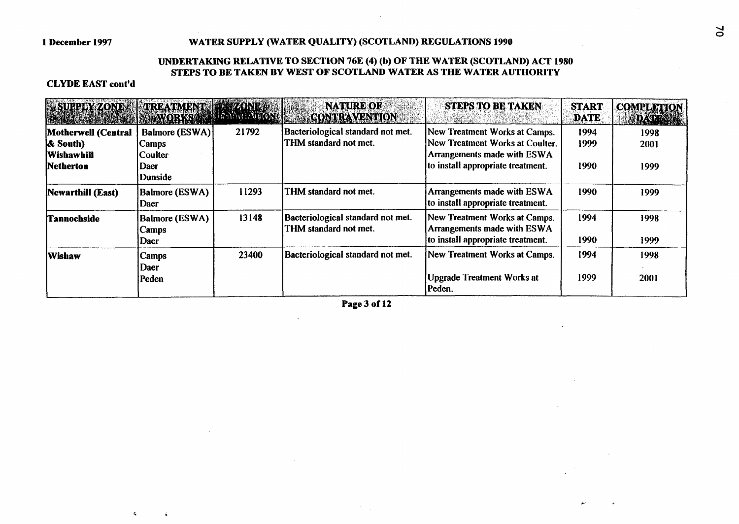1 December 1997

# WATER SUPPLY (WATER QUALITY) (SCOTLAND) REGULATIONS 1990

## UNDERTAKING RELATIVE TO SECTION 76E (4) (b) OF THE WATER (SCOTLAND) ACT 1980
## STEPS TO BE TAKEN BY WEST OF SCOTLAND WATER AS THE WATER AUTHORITY

**CLYDE EAST cont'd**

| SUPPLY ZONE | TREATMENT WORKS | ZONE POPULATION | NATURE OF CONTRAVENTION | STEPS TO BE TAKEN | START DATE | COMPLETION DATE |
|---|---|---|---|---|---|---|
| **Motherwell (Central & South) Wishawhill Netherton** | Balmore (ESWA) Camps Coulter Daer Dunside | 21792 | Bacteriological standard not met. THM standard not met. | New Treatment Works at Camps. New Treatment Works at Coulter. Arrangements made with ESWA to install appropriate treatment. | 1994 1999 1990 | 1998 2001 1999 |
| **Newarthill (East)** | Balmore (ESWA) Daer | 11293 | THM standard not met. | Arrangements made with ESWA to install appropriate treatment. | 1990 | 1999 |
| **Tannochside** | Balmore (ESWA) Camps Daer | 13148 | Bacteriological standard not met. THM standard not met. | New Treatment Works at Camps. Arrangements made with ESWA to install appropriate treatment. | 1994 1990 | 1998 1999 |
| **Wishaw** | Camps Daer Peden | 23400 | Bacteriological standard not met. | New Treatment Works at Camps. Upgrade Treatment Works at Peden. | 1994 1999 | 1998 2001 |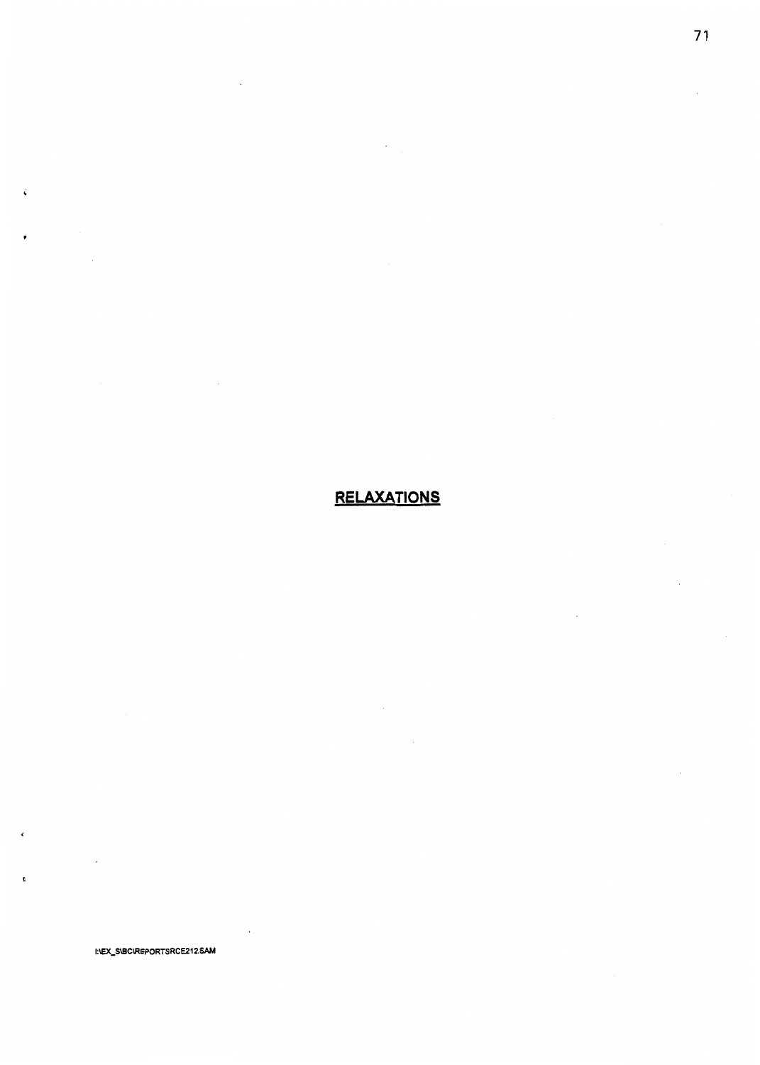# RELAXATIONS

I:\EX_S\BC\REPORTSRCE212.SAM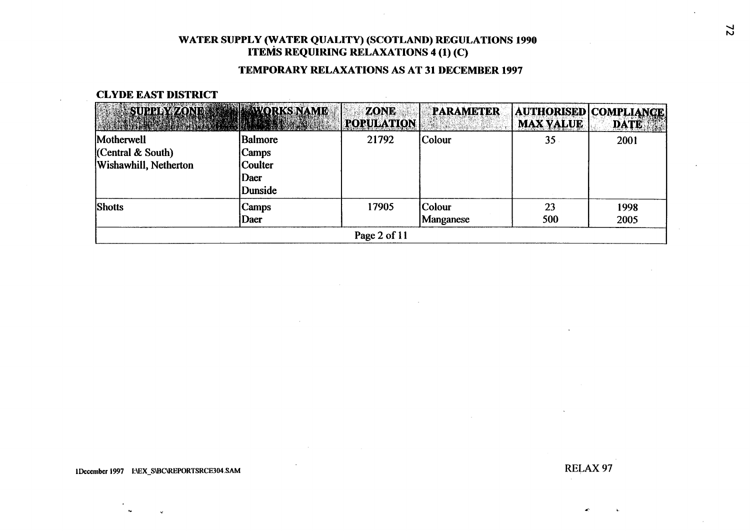# WATER SUPPLY (WATER QUALITY) (SCOTLAND) REGULATIONS 1990
## ITEMS REQUIRING RELAXATIONS 4 (1) (C)

### TEMPORARY RELAXATIONS AS AT 31 DECEMBER 1997

**CLYDE EAST DISTRICT**

| SUPPLY ZONE | WORKS NAME | ZONE POPULATION | PARAMETER | AUTHORISED MAX VALUE | COMPLIANCE DATE |
|---|---|---|---|---|---|
| Motherwell (Central & South) Wishawhill, Netherton | Balmore<br>Camps<br>Coulter<br>Daer<br>Dunside | 21792 | Colour | 35 | 2001 |
| Shotts | Camps<br>Daer | 17905 | Colour<br>Manganese | 23<br>500 | 1998<br>2005 |

1December 1997 I:\EX_S\BC\REPORTSRCE304.SAM

RELAX 97